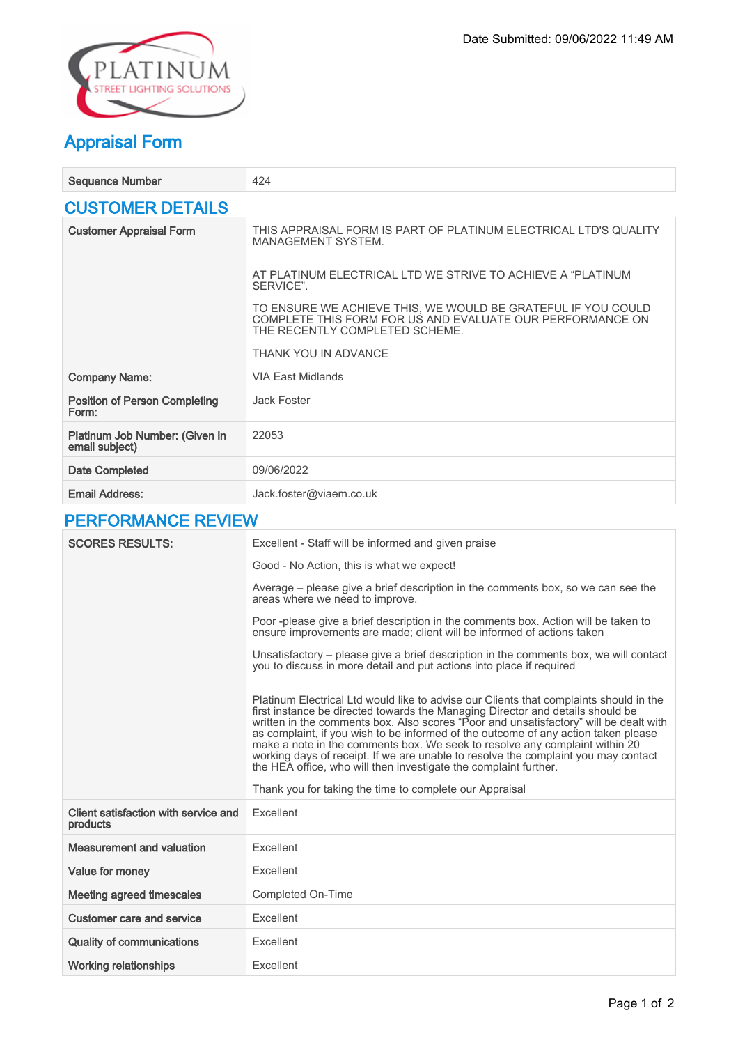Date Submitted: 09/06/2022 11:49 AM

PLATINUM
STREET LIGHTING SOLUTIONS

# Appraisal Form

| Sequence Number | 424 |
|---|---|

## CUSTOMER DETAILS

| | |
|---|---|
| Customer Appraisal Form | THIS APPRAISAL FORM IS PART OF PLATINUM ELECTRICAL LTD'S QUALITY MANAGEMENT SYSTEM.<br><br>AT PLATINUM ELECTRICAL LTD WE STRIVE TO ACHIEVE A "PLATINUM SERVICE".<br><br>TO ENSURE WE ACHIEVE THIS, WE WOULD BE GRATEFUL IF YOU COULD COMPLETE THIS FORM FOR US AND EVALUATE OUR PERFORMANCE ON THE RECENTLY COMPLETED SCHEME.<br><br>THANK YOU IN ADVANCE |
| Company Name: | VIA East Midlands |
| Position of Person Completing Form: | Jack Foster |
| Platinum Job Number: (Given in email subject) | 22053 |
| Date Completed | 09/06/2022 |
| Email Address: | Jack.foster@viaem.co.uk |

## PERFORMANCE REVIEW

| | |
|---|---|
| SCORES RESULTS: | Excellent - Staff will be informed and given praise<br><br>Good - No Action, this is what we expect!<br><br>Average – please give a brief description in the comments box, so we can see the areas where we need to improve.<br><br>Poor -please give a brief description in the comments box. Action will be taken to ensure improvements are made; client will be informed of actions taken<br><br>Unsatisfactory – please give a brief description in the comments box, we will contact you to discuss in more detail and put actions into place if required<br><br>Platinum Electrical Ltd would like to advise our Clients that complaints should in the first instance be directed towards the Managing Director and details should be written in the comments box. Also scores "Poor and unsatisfactory" will be dealt with as complaint, if you wish to be informed of the outcome of any action taken please make a note in the comments box. We seek to resolve any complaint within 20 working days of receipt. If we are unable to resolve the complaint you may contact the HEA office, who will then investigate the complaint further.<br><br>Thank you for taking the time to complete our Appraisal |
| Client satisfaction with service and products | Excellent |
| Measurement and valuation | Excellent |
| Value for money | Excellent |
| Meeting agreed timescales | Completed On-Time |
| Customer care and service | Excellent |
| Quality of communications | Excellent |
| Working relationships | Excellent |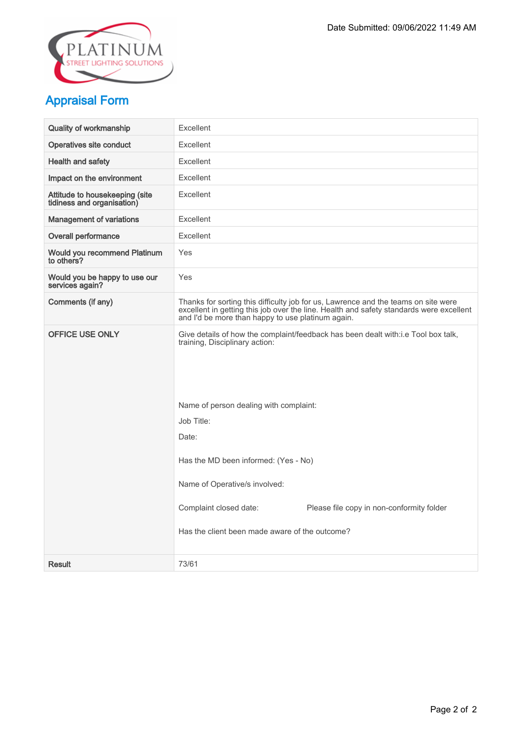Date Submitted: 09/06/2022 11:49 AM

PLATINUM
STREET LIGHTING SOLUTIONS

# Appraisal Form

| | |
|---|---|
| **Quality of workmanship** | Excellent |
| **Operatives site conduct** | Excellent |
| **Health and safety** | Excellent |
| **Impact on the environment** | Excellent |
| **Attitude to housekeeping (site tidiness and organisation)** | Excellent |
| **Management of variations** | Excellent |
| **Overall performance** | Excellent |
| **Would you recommend Platinum to others?** | Yes |
| **Would you be happy to use our services again?** | Yes |
| **Comments (if any)** | Thanks for sorting this difficulty job for us, Lawrence and the teams on site were excellent in getting this job over the line. Health and safety standards were excellent and I'd be more than happy to use platinum again. |
| **OFFICE USE ONLY** | Give details of how the complaint/feedback has been dealt with:i.e Tool box talk, training, Disciplinary action:<br><br>Name of person dealing with complaint:<br>Job Title:<br>Date:<br><br>Has the MD been informed: (Yes - No)<br><br>Name of Operative/s involved:<br><br>Complaint closed date: Please file copy in non-conformity folder<br><br>Has the client been made aware of the outcome? |
| **Result** | 73/61 |